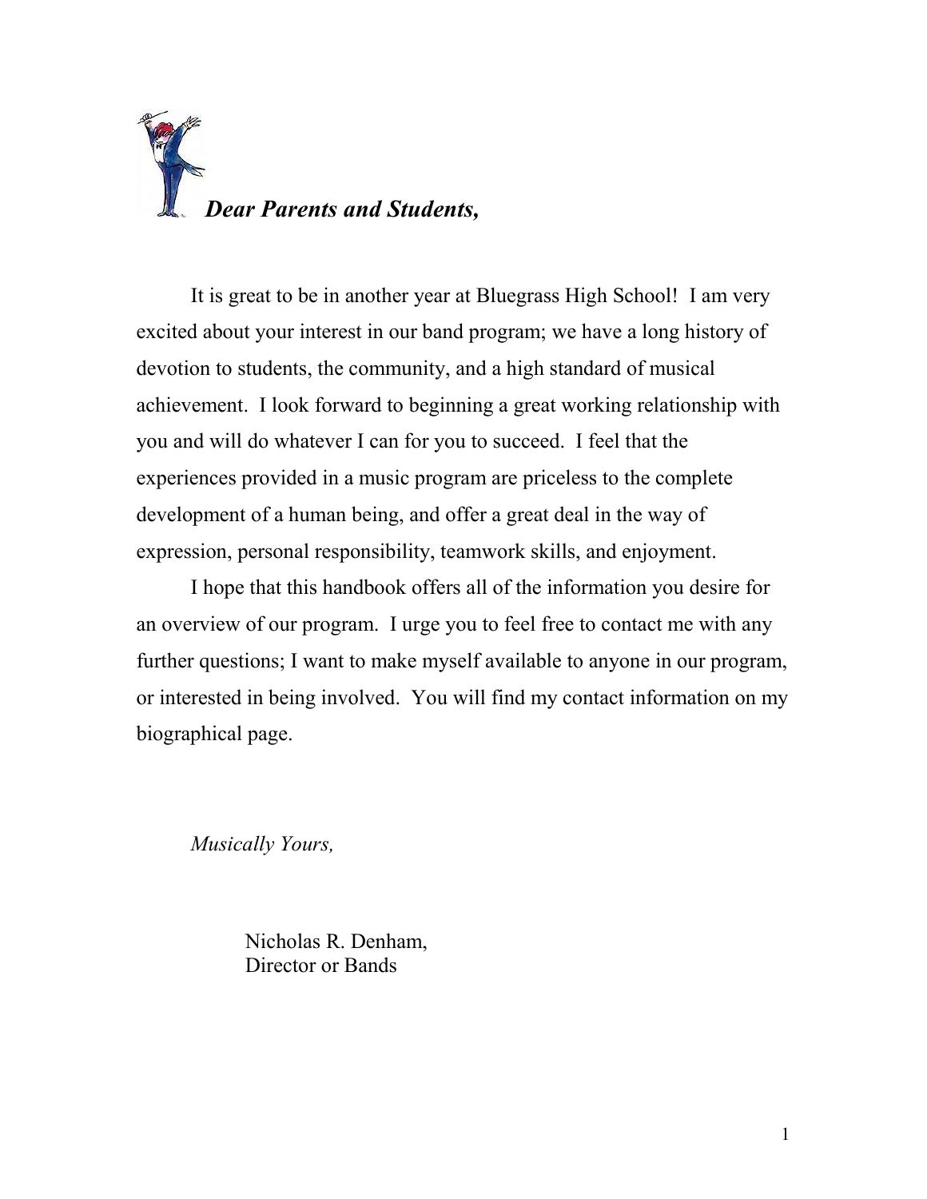***Dear Parents and Students,***

It is great to be in another year at Bluegrass High School! I am very excited about your interest in our band program; we have a long history of devotion to students, the community, and a high standard of musical achievement. I look forward to beginning a great working relationship with you and will do whatever I can for you to succeed. I feel that the experiences provided in a music program are priceless to the complete development of a human being, and offer a great deal in the way of expression, personal responsibility, teamwork skills, and enjoyment.

I hope that this handbook offers all of the information you desire for an overview of our program. I urge you to feel free to contact me with any further questions; I want to make myself available to anyone in our program, or interested in being involved. You will find my contact information on my biographical page.

*Musically Yours,*

Nicholas R. Denham,
Director or Bands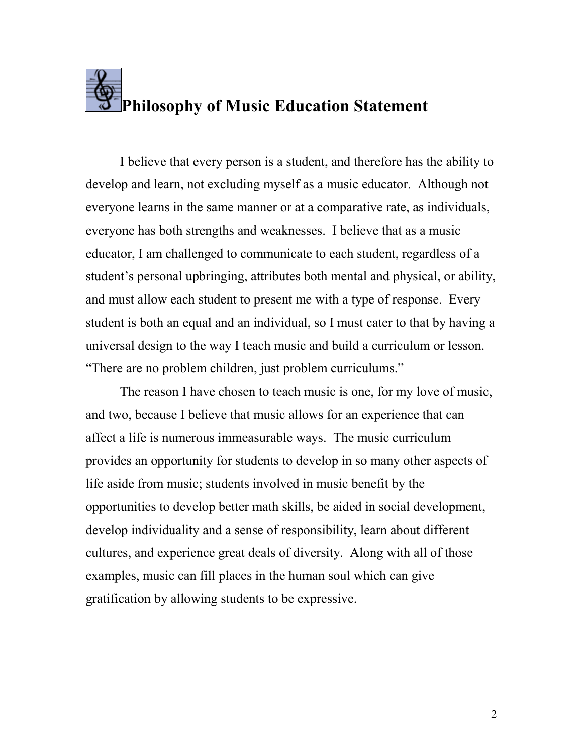# Philosophy of Music Education Statement

I believe that every person is a student, and therefore has the ability to develop and learn, not excluding myself as a music educator. Although not everyone learns in the same manner or at a comparative rate, as individuals, everyone has both strengths and weaknesses. I believe that as a music educator, I am challenged to communicate to each student, regardless of a student's personal upbringing, attributes both mental and physical, or ability, and must allow each student to present me with a type of response. Every student is both an equal and an individual, so I must cater to that by having a universal design to the way I teach music and build a curriculum or lesson. "There are no problem children, just problem curriculums."

The reason I have chosen to teach music is one, for my love of music, and two, because I believe that music allows for an experience that can affect a life is numerous immeasurable ways. The music curriculum provides an opportunity for students to develop in so many other aspects of life aside from music; students involved in music benefit by the opportunities to develop better math skills, be aided in social development, develop individuality and a sense of responsibility, learn about different cultures, and experience great deals of diversity. Along with all of those examples, music can fill places in the human soul which can give gratification by allowing students to be expressive.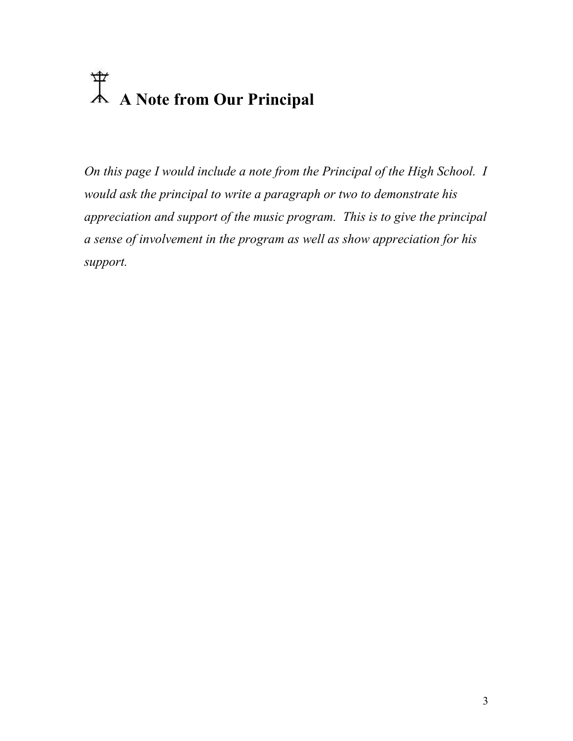# A Note from Our Principal

*On this page I would include a note from the Principal of the High School. I would ask the principal to write a paragraph or two to demonstrate his appreciation and support of the music program. This is to give the principal a sense of involvement in the program as well as show appreciation for his support.*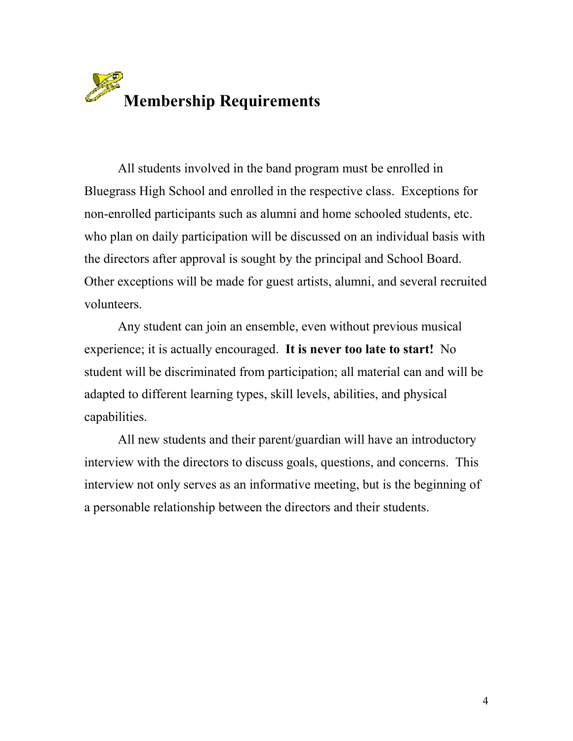# Membership Requirements

All students involved in the band program must be enrolled in Bluegrass High School and enrolled in the respective class. Exceptions for non-enrolled participants such as alumni and home schooled students, etc. who plan on daily participation will be discussed on an individual basis with the directors after approval is sought by the principal and School Board. Other exceptions will be made for guest artists, alumni, and several recruited volunteers.

Any student can join an ensemble, even without previous musical experience; it is actually encouraged. **It is never too late to start!** No student will be discriminated from participation; all material can and will be adapted to different learning types, skill levels, abilities, and physical capabilities.

All new students and their parent/guardian will have an introductory interview with the directors to discuss goals, questions, and concerns. This interview not only serves as an informative meeting, but is the beginning of a personable relationship between the directors and their students.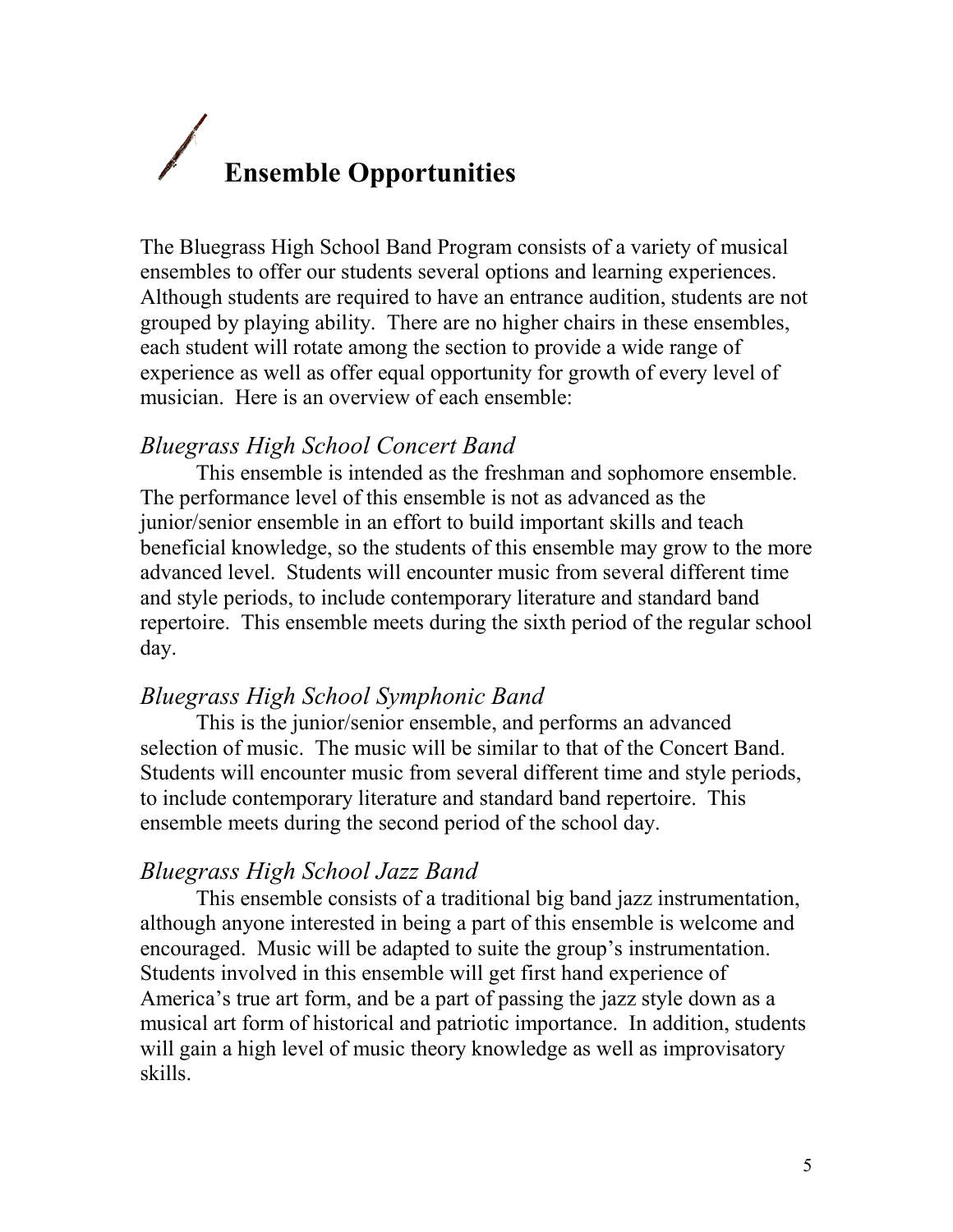# Ensemble Opportunities

The Bluegrass High School Band Program consists of a variety of musical ensembles to offer our students several options and learning experiences. Although students are required to have an entrance audition, students are not grouped by playing ability. There are no higher chairs in these ensembles, each student will rotate among the section to provide a wide range of experience as well as offer equal opportunity for growth of every level of musician. Here is an overview of each ensemble:

## *Bluegrass High School Concert Band*

This ensemble is intended as the freshman and sophomore ensemble. The performance level of this ensemble is not as advanced as the junior/senior ensemble in an effort to build important skills and teach beneficial knowledge, so the students of this ensemble may grow to the more advanced level. Students will encounter music from several different time and style periods, to include contemporary literature and standard band repertoire. This ensemble meets during the sixth period of the regular school day.

## *Bluegrass High School Symphonic Band*

This is the junior/senior ensemble, and performs an advanced selection of music. The music will be similar to that of the Concert Band. Students will encounter music from several different time and style periods, to include contemporary literature and standard band repertoire. This ensemble meets during the second period of the school day.

## *Bluegrass High School Jazz Band*

This ensemble consists of a traditional big band jazz instrumentation, although anyone interested in being a part of this ensemble is welcome and encouraged. Music will be adapted to suite the group's instrumentation. Students involved in this ensemble will get first hand experience of America's true art form, and be a part of passing the jazz style down as a musical art form of historical and patriotic importance. In addition, students will gain a high level of music theory knowledge as well as improvisatory skills.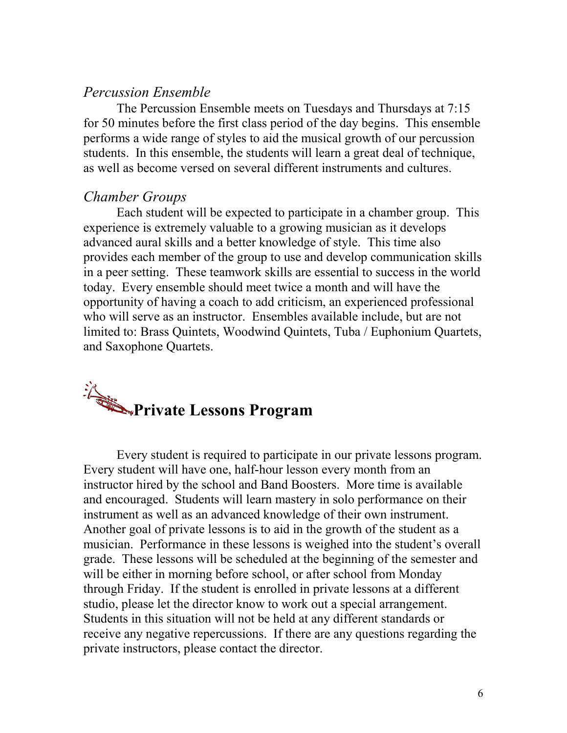### *Percussion Ensemble*

The Percussion Ensemble meets on Tuesdays and Thursdays at 7:15 for 50 minutes before the first class period of the day begins. This ensemble performs a wide range of styles to aid the musical growth of our percussion students. In this ensemble, the students will learn a great deal of technique, as well as become versed on several different instruments and cultures.

### *Chamber Groups*

Each student will be expected to participate in a chamber group. This experience is extremely valuable to a growing musician as it develops advanced aural skills and a better knowledge of style. This time also provides each member of the group to use and develop communication skills in a peer setting. These teamwork skills are essential to success in the world today. Every ensemble should meet twice a month and will have the opportunity of having a coach to add criticism, an experienced professional who will serve as an instructor. Ensembles available include, but are not limited to: Brass Quintets, Woodwind Quintets, Tuba / Euphonium Quartets, and Saxophone Quartets.

## **Private Lessons Program**

Every student is required to participate in our private lessons program. Every student will have one, half-hour lesson every month from an instructor hired by the school and Band Boosters. More time is available and encouraged. Students will learn mastery in solo performance on their instrument as well as an advanced knowledge of their own instrument. Another goal of private lessons is to aid in the growth of the student as a musician. Performance in these lessons is weighed into the student's overall grade. These lessons will be scheduled at the beginning of the semester and will be either in morning before school, or after school from Monday through Friday. If the student is enrolled in private lessons at a different studio, please let the director know to work out a special arrangement. Students in this situation will not be held at any different standards or receive any negative repercussions. If there are any questions regarding the private instructors, please contact the director.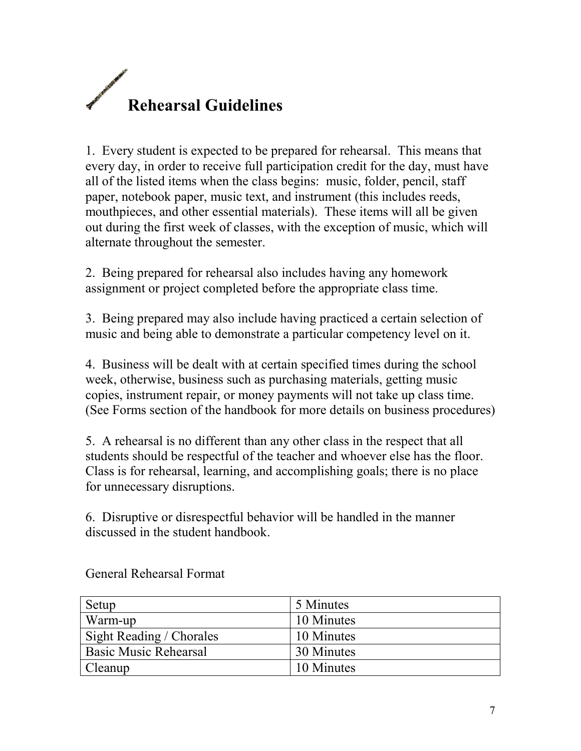# Rehearsal Guidelines

1. Every student is expected to be prepared for rehearsal. This means that every day, in order to receive full participation credit for the day, must have all of the listed items when the class begins: music, folder, pencil, staff paper, notebook paper, music text, and instrument (this includes reeds, mouthpieces, and other essential materials). These items will all be given out during the first week of classes, with the exception of music, which will alternate throughout the semester.

2. Being prepared for rehearsal also includes having any homework assignment or project completed before the appropriate class time.

3. Being prepared may also include having practiced a certain selection of music and being able to demonstrate a particular competency level on it.

4. Business will be dealt with at certain specified times during the school week, otherwise, business such as purchasing materials, getting music copies, instrument repair, or money payments will not take up class time. (See Forms section of the handbook for more details on business procedures)

5. A rehearsal is no different than any other class in the respect that all students should be respectful of the teacher and whoever else has the floor. Class is for rehearsal, learning, and accomplishing goals; there is no place for unnecessary disruptions.

6. Disruptive or disrespectful behavior will be handled in the manner discussed in the student handbook.

General Rehearsal Format

| | |
|---|---|
| Setup | 5 Minutes |
| Warm-up | 10 Minutes |
| Sight Reading / Chorales | 10 Minutes |
| Basic Music Rehearsal | 30 Minutes |
| Cleanup | 10 Minutes |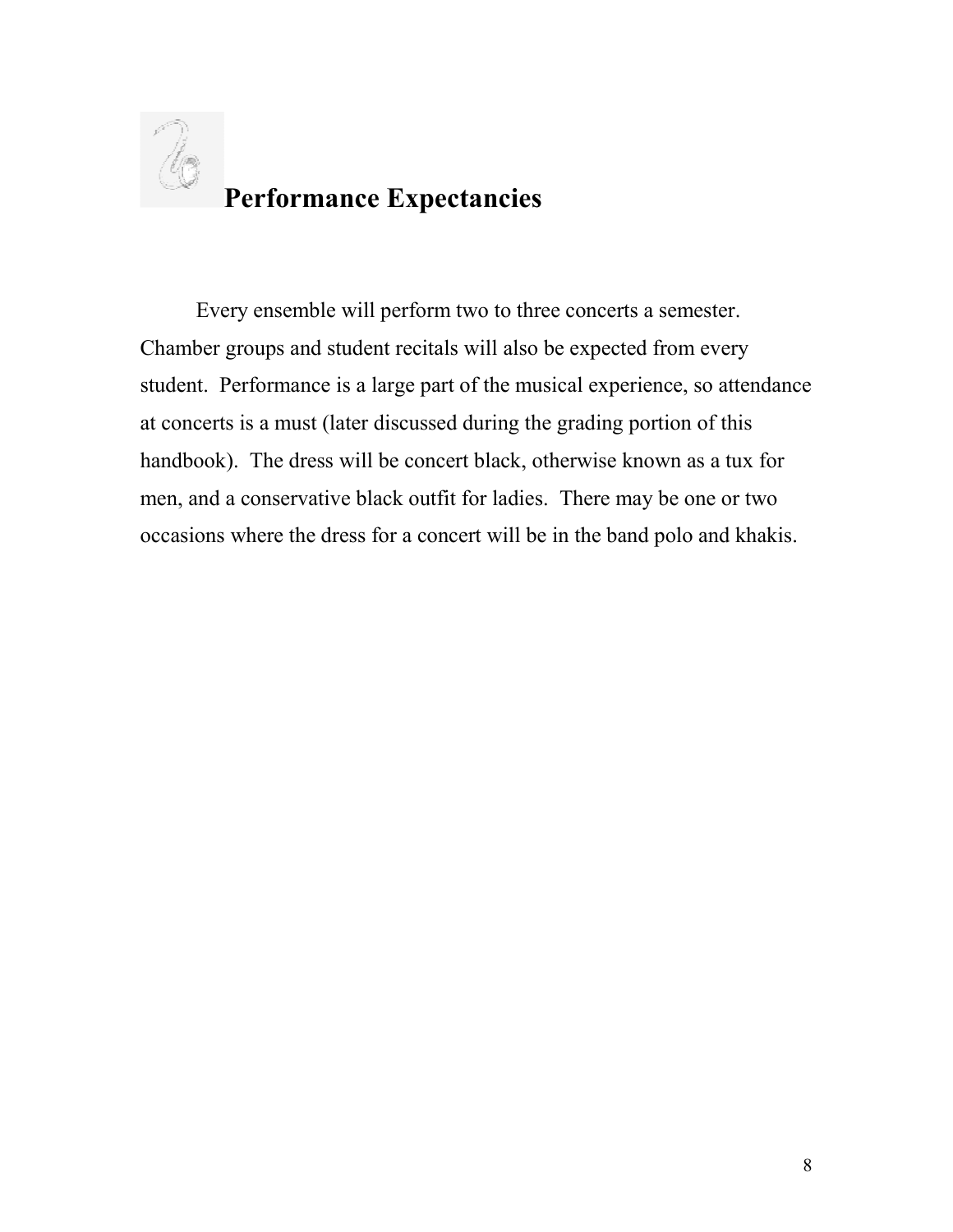## Performance Expectancies

Every ensemble will perform two to three concerts a semester. Chamber groups and student recitals will also be expected from every student. Performance is a large part of the musical experience, so attendance at concerts is a must (later discussed during the grading portion of this handbook). The dress will be concert black, otherwise known as a tux for men, and a conservative black outfit for ladies. There may be one or two occasions where the dress for a concert will be in the band polo and khakis.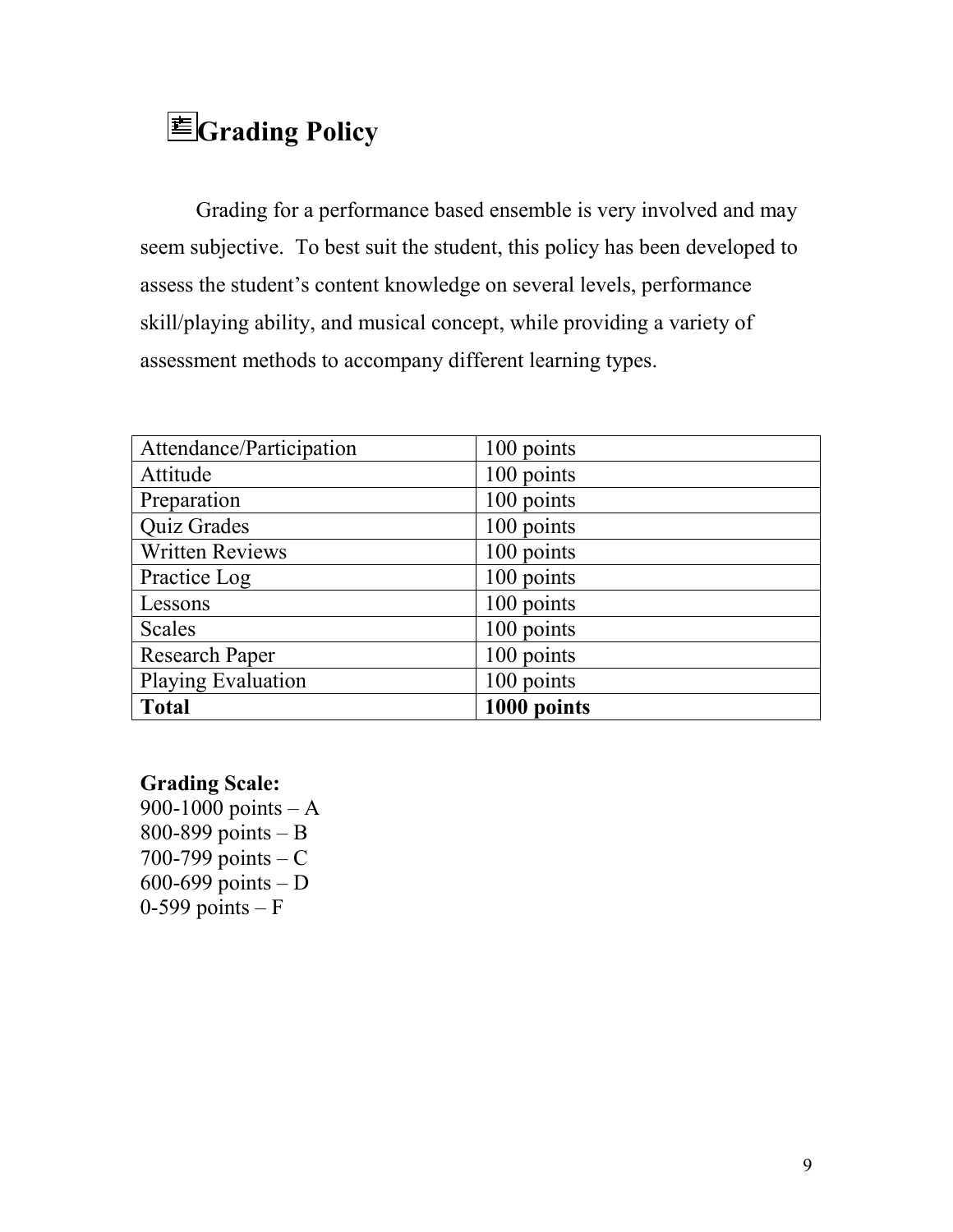# Grading Policy

Grading for a performance based ensemble is very involved and may seem subjective. To best suit the student, this policy has been developed to assess the student's content knowledge on several levels, performance skill/playing ability, and musical concept, while providing a variety of assessment methods to accompany different learning types.

| Attendance/Participation | 100 points |
|---|---|
| Attitude | 100 points |
| Preparation | 100 points |
| Quiz Grades | 100 points |
| Written Reviews | 100 points |
| Practice Log | 100 points |
| Lessons | 100 points |
| Scales | 100 points |
| Research Paper | 100 points |
| Playing Evaluation | 100 points |
| **Total** | **1000 points** |

**Grading Scale:**
900-1000 points – A
800-899 points – B
700-799 points – C
600-699 points – D
0-599 points – F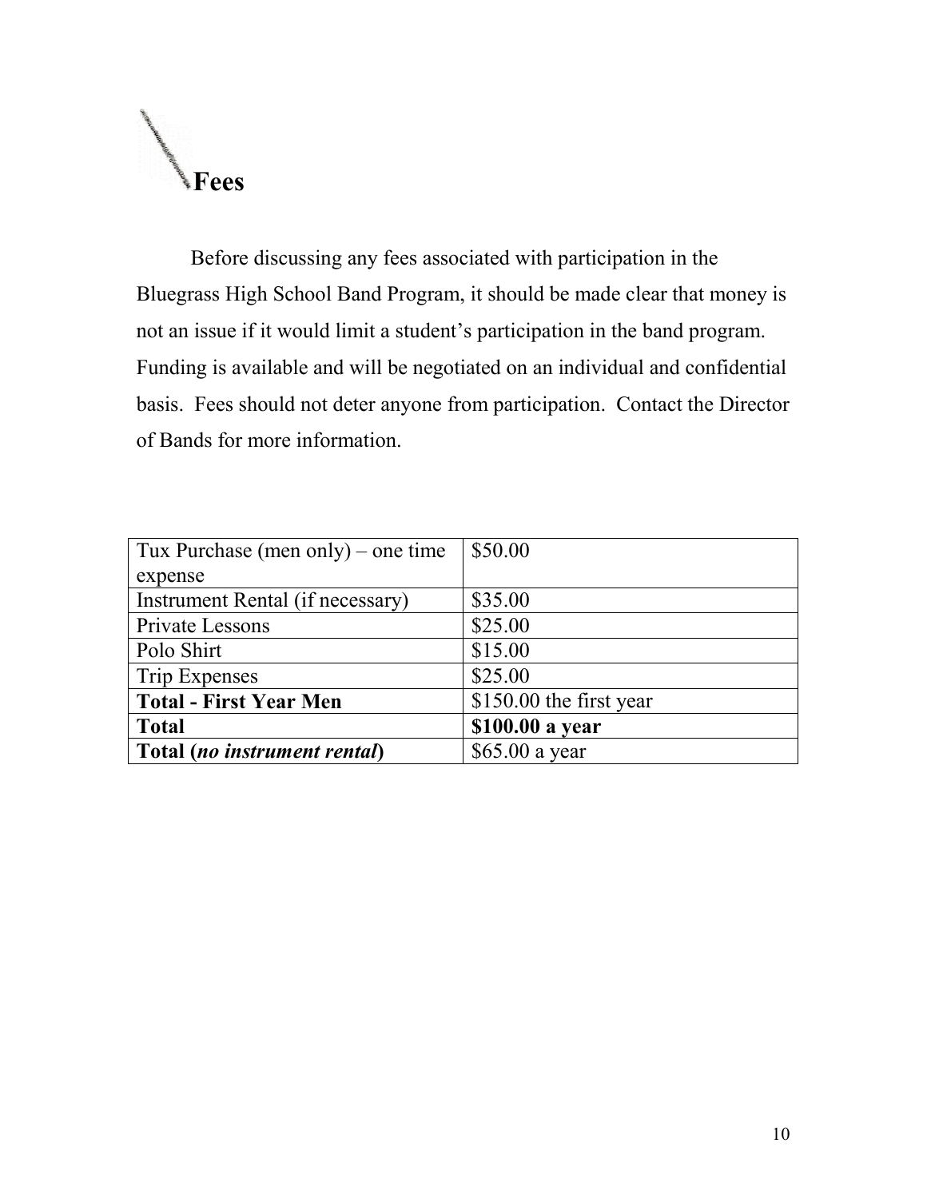# Fees

Before discussing any fees associated with participation in the Bluegrass High School Band Program, it should be made clear that money is not an issue if it would limit a student's participation in the band program. Funding is available and will be negotiated on an individual and confidential basis. Fees should not deter anyone from participation. Contact the Director of Bands for more information.

| | |
|---|---|
| Tux Purchase (men only) – one time expense | $50.00 |
| Instrument Rental (if necessary) | $35.00 |
| Private Lessons | $25.00 |
| Polo Shirt | $15.00 |
| Trip Expenses | $25.00 |
| **Total - First Year Men** | $150.00 the first year |
| **Total** | **$100.00 a year** |
| **Total (*no instrument rental*)** | $65.00 a year |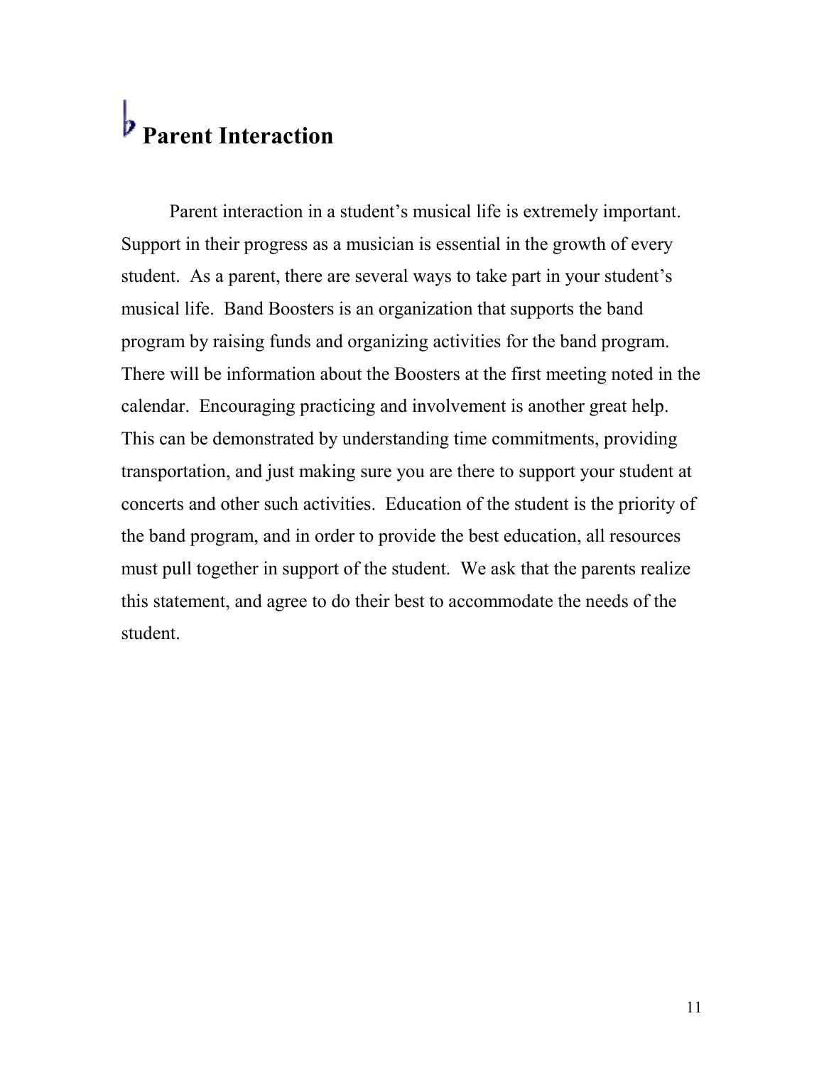# ♭ Parent Interaction

Parent interaction in a student's musical life is extremely important. Support in their progress as a musician is essential in the growth of every student. As a parent, there are several ways to take part in your student's musical life. Band Boosters is an organization that supports the band program by raising funds and organizing activities for the band program. There will be information about the Boosters at the first meeting noted in the calendar. Encouraging practicing and involvement is another great help. This can be demonstrated by understanding time commitments, providing transportation, and just making sure you are there to support your student at concerts and other such activities. Education of the student is the priority of the band program, and in order to provide the best education, all resources must pull together in support of the student. We ask that the parents realize this statement, and agree to do their best to accommodate the needs of the student.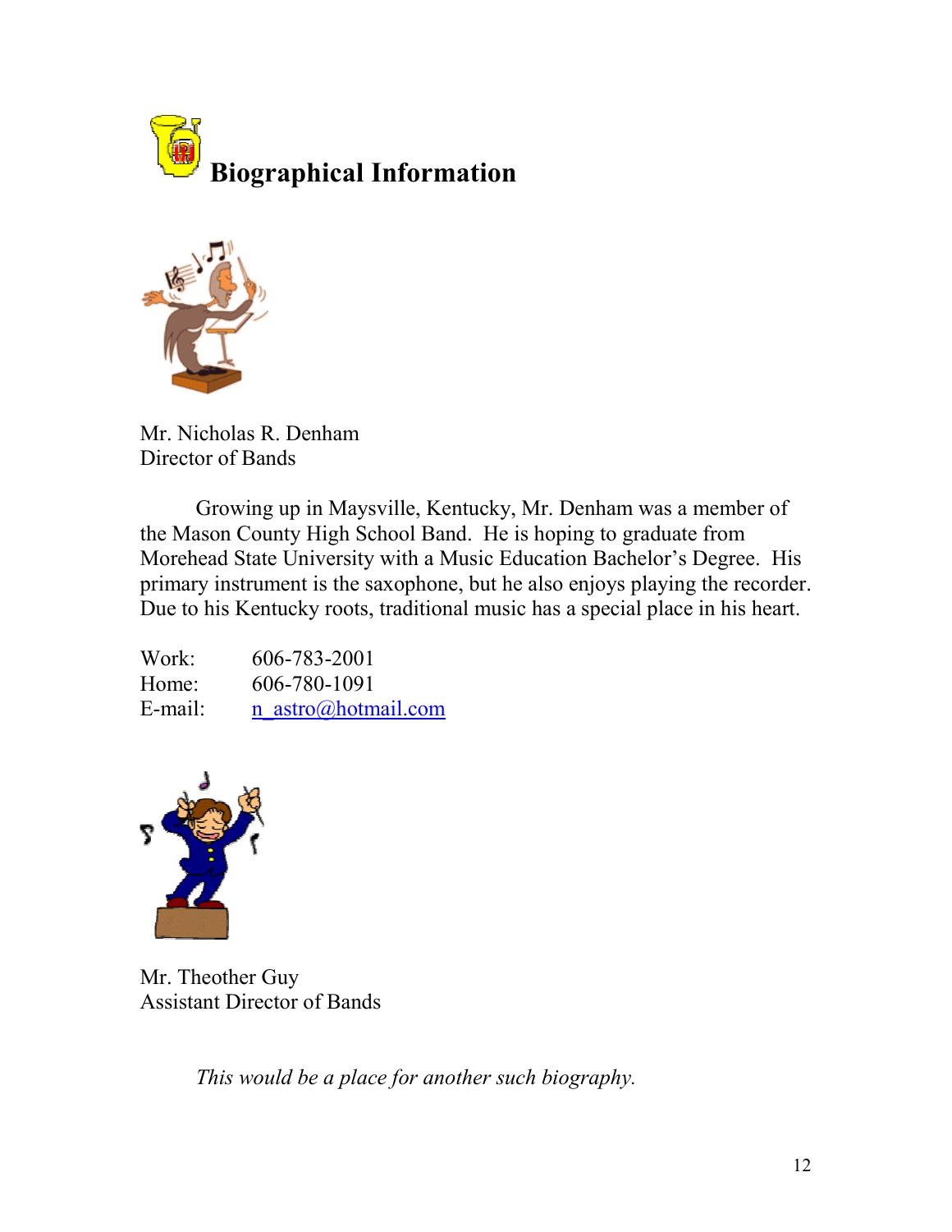# Biographical Information

Mr. Nicholas R. Denham
Director of Bands

Growing up in Maysville, Kentucky, Mr. Denham was a member of the Mason County High School Band. He is hoping to graduate from Morehead State University with a Music Education Bachelor's Degree. His primary instrument is the saxophone, but he also enjoys playing the recorder. Due to his Kentucky roots, traditional music has a special place in his heart.

Work: 606-783-2001
Home: 606-780-1091
E-mail: n_astro@hotmail.com

Mr. Theother Guy
Assistant Director of Bands

*This would be a place for another such biography.*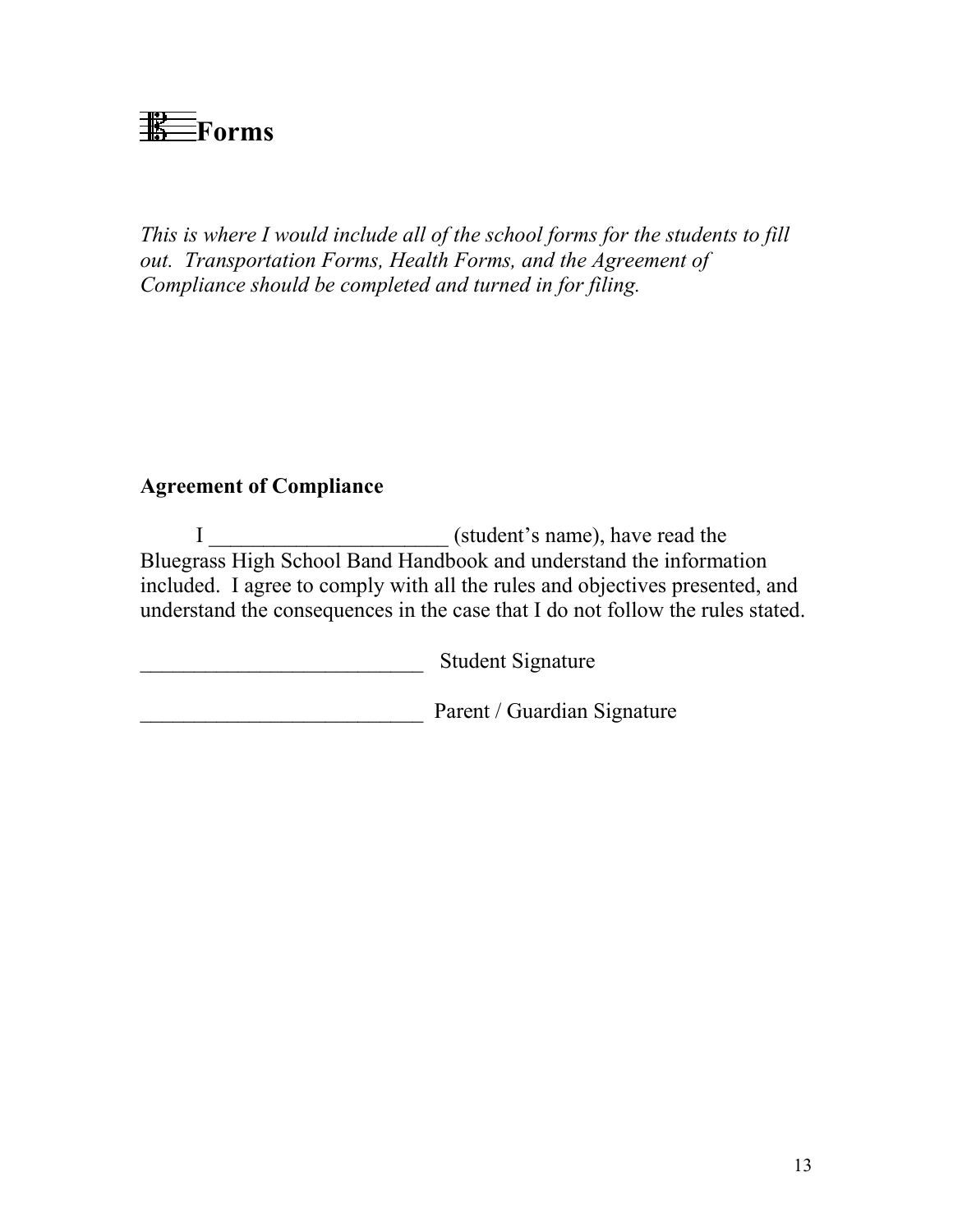# Forms

*This is where I would include all of the school forms for the students to fill out. Transportation Forms, Health Forms, and the Agreement of Compliance should be completed and turned in for filing.*

**Agreement of Compliance**

I ______________________ (student's name), have read the Bluegrass High School Band Handbook and understand the information included. I agree to comply with all the rules and objectives presented, and understand the consequences in the case that I do not follow the rules stated.

__________________________ Student Signature

__________________________ Parent / Guardian Signature